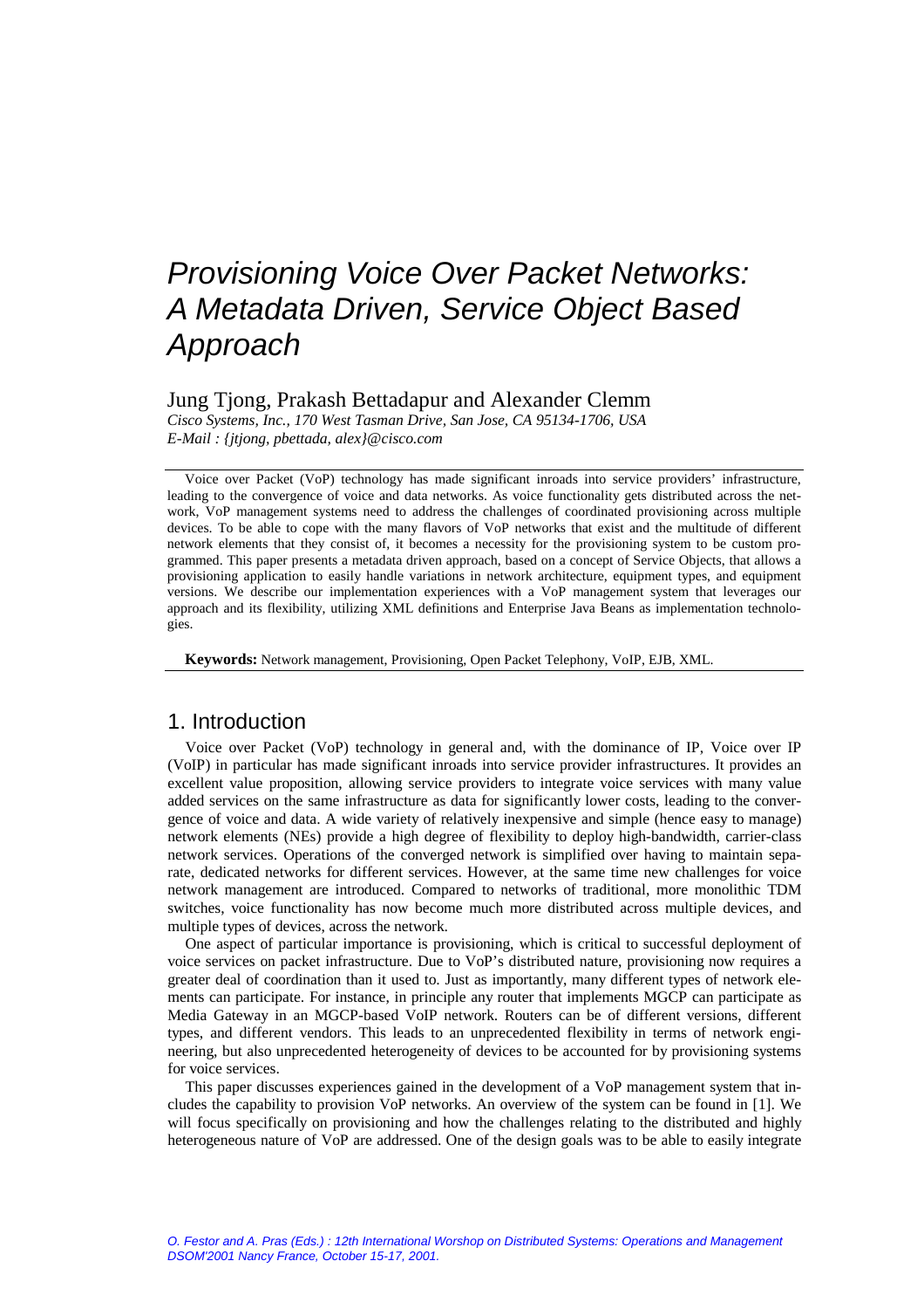# Provisioning Voice Over Packet Networks: A Metadata Driven, Service Object Based Approach

Jung Tjong, Prakash Bettadapur and Alexander Clemm

*Cisco Systems, Inc., 170 West Tasman Drive, San Jose, CA 95134-1706, USA*
*E-Mail : {jtjong, pbettada, alex}@cisco.com*

Voice over Packet (VoP) technology has made significant inroads into service providers' infrastructure, leading to the convergence of voice and data networks. As voice functionality gets distributed across the network, VoP management systems need to address the challenges of coordinated provisioning across multiple devices. To be able to cope with the many flavors of VoP networks that exist and the multitude of different network elements that they consist of, it becomes a necessity for the provisioning system to be custom programmed. This paper presents a metadata driven approach, based on a concept of Service Objects, that allows a provisioning application to easily handle variations in network architecture, equipment types, and equipment versions. We describe our implementation experiences with a VoP management system that leverages our approach and its flexibility, utilizing XML definitions and Enterprise Java Beans as implementation technologies.

**Keywords:** Network management, Provisioning, Open Packet Telephony, VoIP, EJB, XML.

## 1. Introduction

Voice over Packet (VoP) technology in general and, with the dominance of IP, Voice over IP (VoIP) in particular has made significant inroads into service provider infrastructures. It provides an excellent value proposition, allowing service providers to integrate voice services with many value added services on the same infrastructure as data for significantly lower costs, leading to the convergence of voice and data. A wide variety of relatively inexpensive and simple (hence easy to manage) network elements (NEs) provide a high degree of flexibility to deploy high-bandwidth, carrier-class network services. Operations of the converged network is simplified over having to maintain separate, dedicated networks for different services. However, at the same time new challenges for voice network management are introduced. Compared to networks of traditional, more monolithic TDM switches, voice functionality has now become much more distributed across multiple devices, and multiple types of devices, across the network.

One aspect of particular importance is provisioning, which is critical to successful deployment of voice services on packet infrastructure. Due to VoP's distributed nature, provisioning now requires a greater deal of coordination than it used to. Just as importantly, many different types of network elements can participate. For instance, in principle any router that implements MGCP can participate as Media Gateway in an MGCP-based VoIP network. Routers can be of different versions, different types, and different vendors. This leads to an unprecedented flexibility in terms of network engineering, but also unprecedented heterogeneity of devices to be accounted for by provisioning systems for voice services.

This paper discusses experiences gained in the development of a VoP management system that includes the capability to provision VoP networks. An overview of the system can be found in [1]. We will focus specifically on provisioning and how the challenges relating to the distributed and highly heterogeneous nature of VoP are addressed. One of the design goals was to be able to easily integrate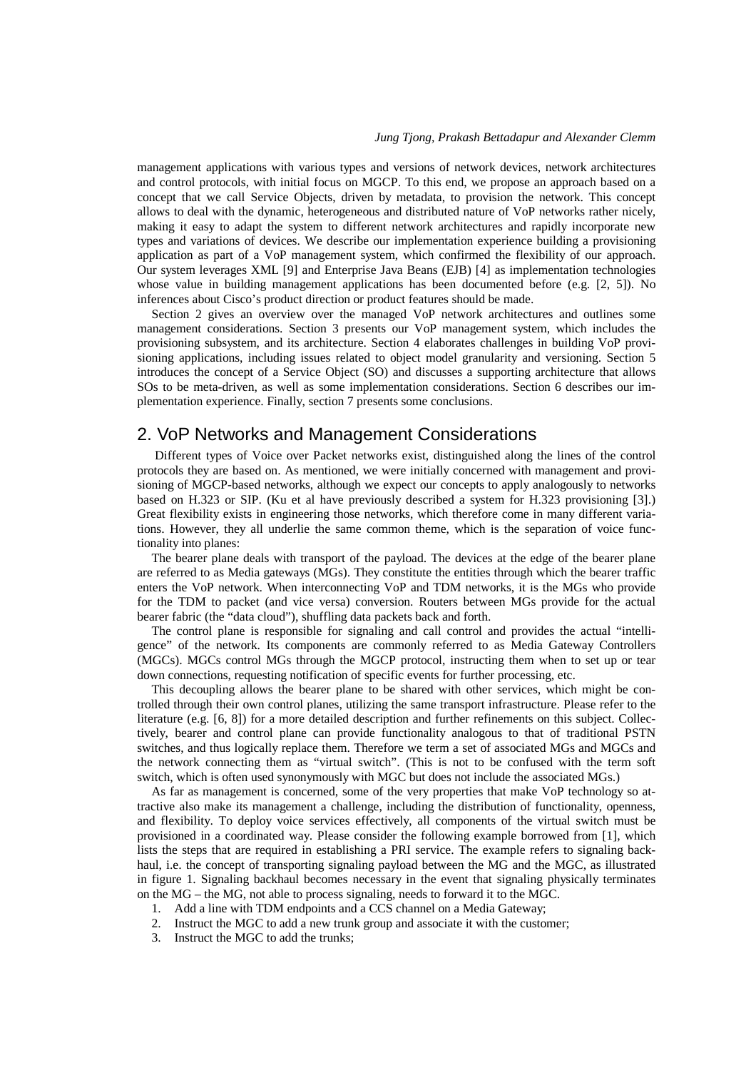management applications with various types and versions of network devices, network architectures and control protocols, with initial focus on MGCP. To this end, we propose an approach based on a concept that we call Service Objects, driven by metadata, to provision the network. This concept allows to deal with the dynamic, heterogeneous and distributed nature of VoP networks rather nicely, making it easy to adapt the system to different network architectures and rapidly incorporate new types and variations of devices. We describe our implementation experience building a provisioning application as part of a VoP management system, which confirmed the flexibility of our approach. Our system leverages XML [9] and Enterprise Java Beans (EJB) [4] as implementation technologies whose value in building management applications has been documented before (e.g. [2, 5]). No inferences about Cisco's product direction or product features should be made.

Section 2 gives an overview over the managed VoP network architectures and outlines some management considerations. Section 3 presents our VoP management system, which includes the provisioning subsystem, and its architecture. Section 4 elaborates challenges in building VoP provisioning applications, including issues related to object model granularity and versioning. Section 5 introduces the concept of a Service Object (SO) and discusses a supporting architecture that allows SOs to be meta-driven, as well as some implementation considerations. Section 6 describes our implementation experience. Finally, section 7 presents some conclusions.

## 2. VoP Networks and Management Considerations

Different types of Voice over Packet networks exist, distinguished along the lines of the control protocols they are based on. As mentioned, we were initially concerned with management and provisioning of MGCP-based networks, although we expect our concepts to apply analogously to networks based on H.323 or SIP. (Ku et al have previously described a system for H.323 provisioning [3].) Great flexibility exists in engineering those networks, which therefore come in many different variations. However, they all underlie the same common theme, which is the separation of voice functionality into planes:

The bearer plane deals with transport of the payload. The devices at the edge of the bearer plane are referred to as Media gateways (MGs). They constitute the entities through which the bearer traffic enters the VoP network. When interconnecting VoP and TDM networks, it is the MGs who provide for the TDM to packet (and vice versa) conversion. Routers between MGs provide for the actual bearer fabric (the "data cloud"), shuffling data packets back and forth.

The control plane is responsible for signaling and call control and provides the actual "intelligence" of the network. Its components are commonly referred to as Media Gateway Controllers (MGCs). MGCs control MGs through the MGCP protocol, instructing them when to set up or tear down connections, requesting notification of specific events for further processing, etc.

This decoupling allows the bearer plane to be shared with other services, which might be controlled through their own control planes, utilizing the same transport infrastructure. Please refer to the literature (e.g. [6, 8]) for a more detailed description and further refinements on this subject. Collectively, bearer and control plane can provide functionality analogous to that of traditional PSTN switches, and thus logically replace them. Therefore we term a set of associated MGs and MGCs and the network connecting them as "virtual switch". (This is not to be confused with the term soft switch, which is often used synonymously with MGC but does not include the associated MGs.)

As far as management is concerned, some of the very properties that make VoP technology so attractive also make its management a challenge, including the distribution of functionality, openness, and flexibility. To deploy voice services effectively, all components of the virtual switch must be provisioned in a coordinated way. Please consider the following example borrowed from [1], which lists the steps that are required in establishing a PRI service. The example refers to signaling backhaul, i.e. the concept of transporting signaling payload between the MG and the MGC, as illustrated in figure 1. Signaling backhaul becomes necessary in the event that signaling physically terminates on the MG – the MG, not able to process signaling, needs to forward it to the MGC.

1. Add a line with TDM endpoints and a CCS channel on a Media Gateway;
2. Instruct the MGC to add a new trunk group and associate it with the customer;
3. Instruct the MGC to add the trunks;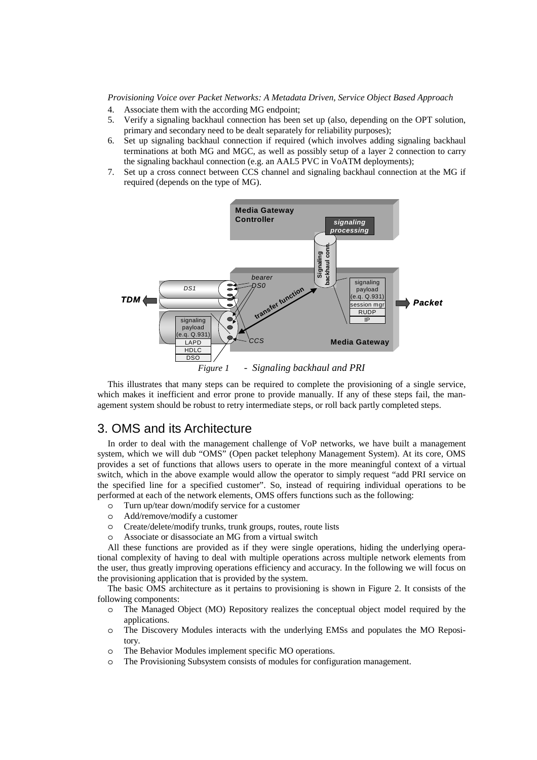4. Associate them with the according MG endpoint;
5. Verify a signaling backhaul connection has been set up (also, depending on the OPT solution, primary and secondary need to be dealt separately for reliability purposes);
6. Set up signaling backhaul connection if required (which involves adding signaling backhaul terminations at both MG and MGC, as well as possibly setup of a layer 2 connection to carry the signaling backhaul connection (e.g. an AAL5 PVC in VoATM deployments);
7. Set up a cross connect between CCS channel and signaling backhaul connection at the MG if required (depends on the type of MG).

*Figure 1 - Signaling backhaul and PRI*

This illustrates that many steps can be required to complete the provisioning of a single service, which makes it inefficient and error prone to provide manually. If any of these steps fail, the management system should be robust to retry intermediate steps, or roll back partly completed steps.

## 3. OMS and its Architecture

In order to deal with the management challenge of VoP networks, we have built a management system, which we will dub "OMS" (Open packet telephony Management System). At its core, OMS provides a set of functions that allows users to operate in the more meaningful context of a virtual switch, which in the above example would allow the operator to simply request "add PRI service on the specified line for a specified customer". So, instead of requiring individual operations to be performed at each of the network elements, OMS offers functions such as the following:

- Turn up/tear down/modify service for a customer
- Add/remove/modify a customer
- Create/delete/modify trunks, trunk groups, routes, route lists
- Associate or disassociate an MG from a virtual switch

All these functions are provided as if they were single operations, hiding the underlying operational complexity of having to deal with multiple operations across multiple network elements from the user, thus greatly improving operations efficiency and accuracy. In the following we will focus on the provisioning application that is provided by the system.

The basic OMS architecture as it pertains to provisioning is shown in Figure 2. It consists of the following components:

- The Managed Object (MO) Repository realizes the conceptual object model required by the applications.
- The Discovery Modules interacts with the underlying EMSs and populates the MO Repository.
- The Behavior Modules implement specific MO operations.
- The Provisioning Subsystem consists of modules for configuration management.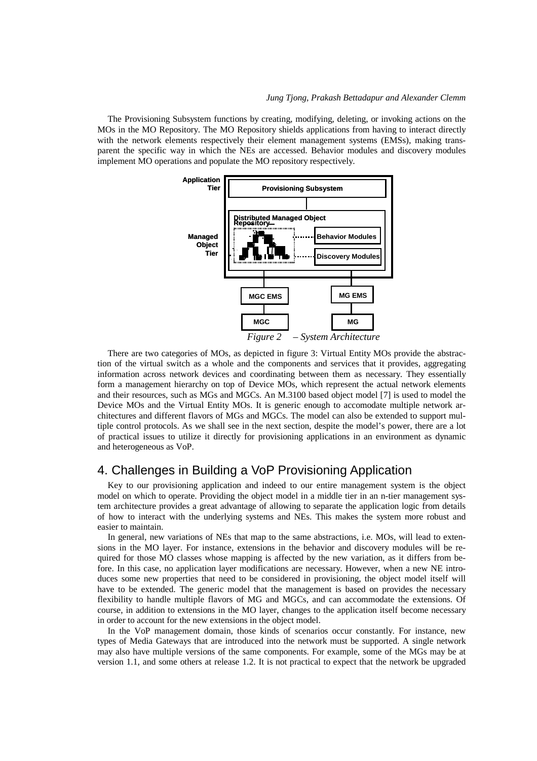The Provisioning Subsystem functions by creating, modifying, deleting, or invoking actions on the MOs in the MO Repository. The MO Repository shields applications from having to interact directly with the network elements respectively their element management systems (EMSs), making transparent the specific way in which the NEs are accessed. Behavior modules and discovery modules implement MO operations and populate the MO repository respectively.

*Figure 2 – System Architecture*

There are two categories of MOs, as depicted in figure 3: Virtual Entity MOs provide the abstraction of the virtual switch as a whole and the components and services that it provides, aggregating information across network devices and coordinating between them as necessary. They essentially form a management hierarchy on top of Device MOs, which represent the actual network elements and their resources, such as MGs and MGCs. An M.3100 based object model [7] is used to model the Device MOs and the Virtual Entity MOs. It is generic enough to accomodate multiple network architectures and different flavors of MGs and MGCs. The model can also be extended to support multiple control protocols. As we shall see in the next section, despite the model's power, there are a lot of practical issues to utilize it directly for provisioning applications in an environment as dynamic and heterogeneous as VoP.

## 4. Challenges in Building a VoP Provisioning Application

Key to our provisioning application and indeed to our entire management system is the object model on which to operate. Providing the object model in a middle tier in an n-tier management system architecture provides a great advantage of allowing to separate the application logic from details of how to interact with the underlying systems and NEs. This makes the system more robust and easier to maintain.

In general, new variations of NEs that map to the same abstractions, i.e. MOs, will lead to extensions in the MO layer. For instance, extensions in the behavior and discovery modules will be required for those MO classes whose mapping is affected by the new variation, as it differs from before. In this case, no application layer modifications are necessary. However, when a new NE introduces some new properties that need to be considered in provisioning, the object model itself will have to be extended. The generic model that the management is based on provides the necessary flexibility to handle multiple flavors of MG and MGCs, and can accommodate the extensions. Of course, in addition to extensions in the MO layer, changes to the application itself become necessary in order to account for the new extensions in the object model.

In the VoP management domain, those kinds of scenarios occur constantly. For instance, new types of Media Gateways that are introduced into the network must be supported. A single network may also have multiple versions of the same components. For example, some of the MGs may be at version 1.1, and some others at release 1.2. It is not practical to expect that the network be upgraded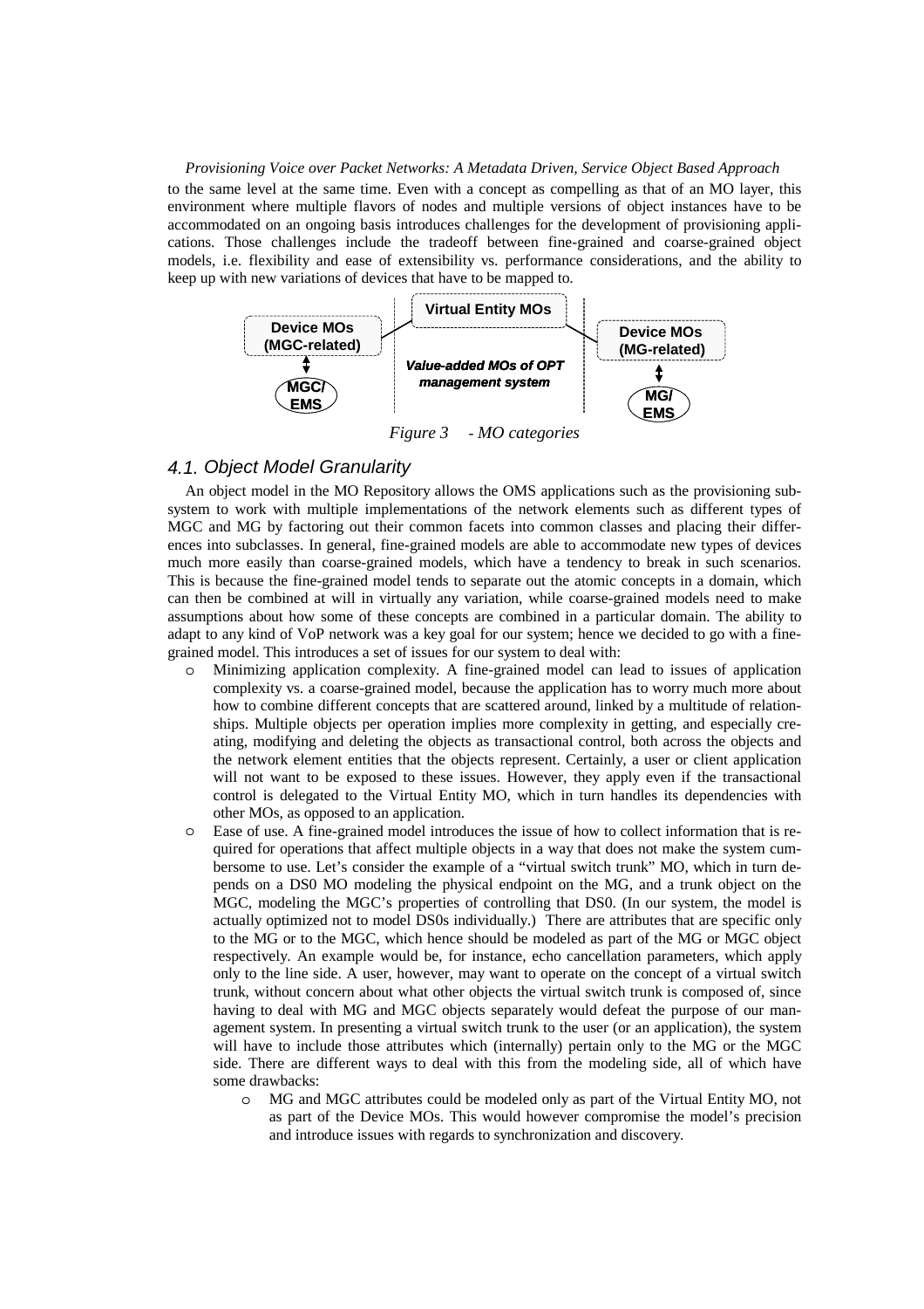to the same level at the same time. Even with a concept as compelling as that of an MO layer, this environment where multiple flavors of nodes and multiple versions of object instances have to be accommodated on an ongoing basis introduces challenges for the development of provisioning applications. Those challenges include the tradeoff between fine-grained and coarse-grained object models, i.e. flexibility and ease of extensibility vs. performance considerations, and the ability to keep up with new variations of devices that have to be mapped to.

Device MOs (MGC-related) | Virtual Entity MOs | Device MOs (MG-related)

MGC/EMS | *Value-added MOs of OPT management system* | MG/EMS

*Figure 3 - MO categories*

## 4.1. Object Model Granularity

An object model in the MO Repository allows the OMS applications such as the provisioning subsystem to work with multiple implementations of the network elements such as different types of MGC and MG by factoring out their common facets into common classes and placing their differences into subclasses. In general, fine-grained models are able to accommodate new types of devices much more easily than coarse-grained models, which have a tendency to break in such scenarios. This is because the fine-grained model tends to separate out the atomic concepts in a domain, which can then be combined at will in virtually any variation, while coarse-grained models need to make assumptions about how some of these concepts are combined in a particular domain. The ability to adapt to any kind of VoP network was a key goal for our system; hence we decided to go with a fine-grained model. This introduces a set of issues for our system to deal with:

- Minimizing application complexity. A fine-grained model can lead to issues of application complexity vs. a coarse-grained model, because the application has to worry much more about how to combine different concepts that are scattered around, linked by a multitude of relationships. Multiple objects per operation implies more complexity in getting, and especially creating, modifying and deleting the objects as transactional control, both across the objects and the network element entities that the objects represent. Certainly, a user or client application will not want to be exposed to these issues. However, they apply even if the transactional control is delegated to the Virtual Entity MO, which in turn handles its dependencies with other MOs, as opposed to an application.
- Ease of use. A fine-grained model introduces the issue of how to collect information that is required for operations that affect multiple objects in a way that does not make the system cumbersome to use. Let's consider the example of a "virtual switch trunk" MO, which in turn depends on a DS0 MO modeling the physical endpoint on the MG, and a trunk object on the MGC, modeling the MGC's properties of controlling that DS0. (In our system, the model is actually optimized not to model DS0s individually.) There are attributes that are specific only to the MG or to the MGC, which hence should be modeled as part of the MG or MGC object respectively. An example would be, for instance, echo cancellation parameters, which apply only to the line side. A user, however, may want to operate on the concept of a virtual switch trunk, without concern about what other objects the virtual switch trunk is composed of, since having to deal with MG and MGC objects separately would defeat the purpose of our management system. In presenting a virtual switch trunk to the user (or an application), the system will have to include those attributes which (internally) pertain only to the MG or the MGC side. There are different ways to deal with this from the modeling side, all of which have some drawbacks:
    - MG and MGC attributes could be modeled only as part of the Virtual Entity MO, not as part of the Device MOs. This would however compromise the model's precision and introduce issues with regards to synchronization and discovery.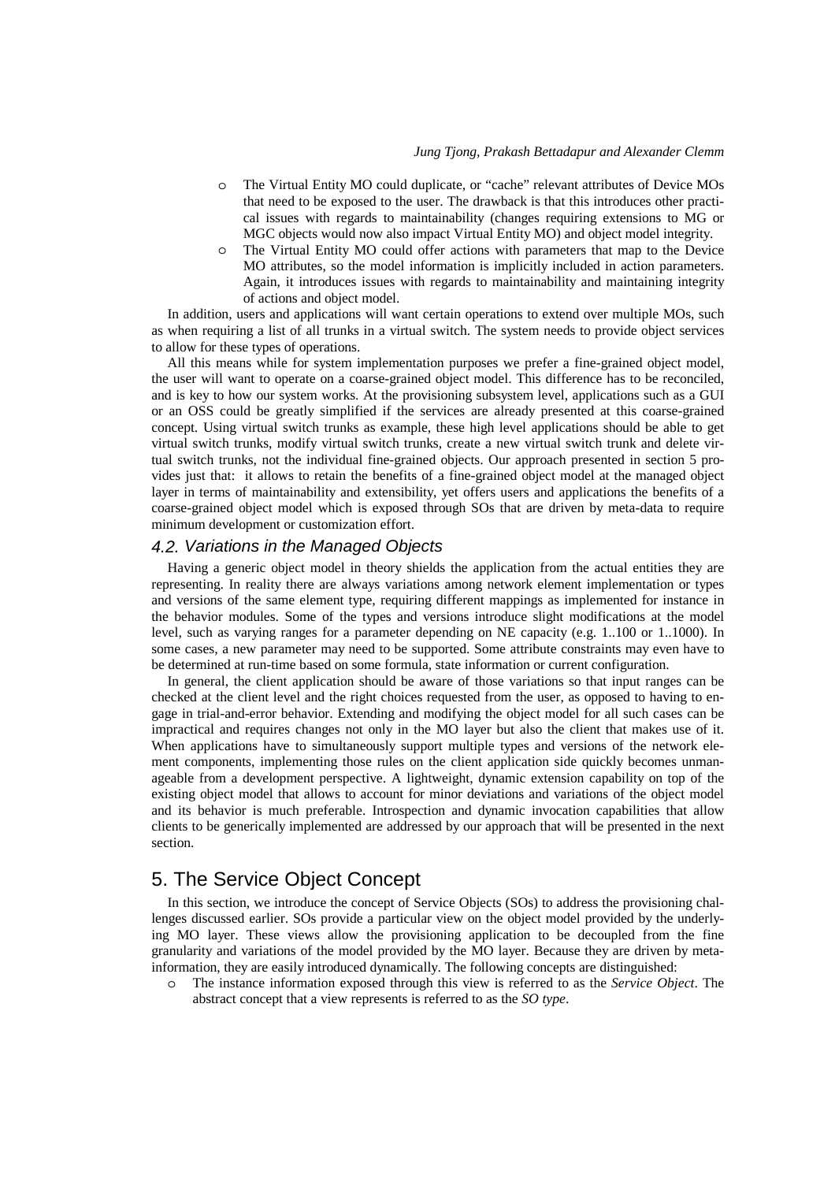- The Virtual Entity MO could duplicate, or "cache" relevant attributes of Device MOs that need to be exposed to the user. The drawback is that this introduces other practical issues with regards to maintainability (changes requiring extensions to MG or MGC objects would now also impact Virtual Entity MO) and object model integrity.
- The Virtual Entity MO could offer actions with parameters that map to the Device MO attributes, so the model information is implicitly included in action parameters. Again, it introduces issues with regards to maintainability and maintaining integrity of actions and object model.

In addition, users and applications will want certain operations to extend over multiple MOs, such as when requiring a list of all trunks in a virtual switch. The system needs to provide object services to allow for these types of operations.

All this means while for system implementation purposes we prefer a fine-grained object model, the user will want to operate on a coarse-grained object model. This difference has to be reconciled, and is key to how our system works. At the provisioning subsystem level, applications such as a GUI or an OSS could be greatly simplified if the services are already presented at this coarse-grained concept. Using virtual switch trunks as example, these high level applications should be able to get virtual switch trunks, modify virtual switch trunks, create a new virtual switch trunk and delete virtual switch trunks, not the individual fine-grained objects. Our approach presented in section 5 provides just that: it allows to retain the benefits of a fine-grained object model at the managed object layer in terms of maintainability and extensibility, yet offers users and applications the benefits of a coarse-grained object model which is exposed through SOs that are driven by meta-data to require minimum development or customization effort.

### 4.2. Variations in the Managed Objects

Having a generic object model in theory shields the application from the actual entities they are representing. In reality there are always variations among network element implementation or types and versions of the same element type, requiring different mappings as implemented for instance in the behavior modules. Some of the types and versions introduce slight modifications at the model level, such as varying ranges for a parameter depending on NE capacity (e.g. 1..100 or 1..1000). In some cases, a new parameter may need to be supported. Some attribute constraints may even have to be determined at run-time based on some formula, state information or current configuration.

In general, the client application should be aware of those variations so that input ranges can be checked at the client level and the right choices requested from the user, as opposed to having to engage in trial-and-error behavior. Extending and modifying the object model for all such cases can be impractical and requires changes not only in the MO layer but also the client that makes use of it. When applications have to simultaneously support multiple types and versions of the network element components, implementing those rules on the client application side quickly becomes unmanageable from a development perspective. A lightweight, dynamic extension capability on top of the existing object model that allows to account for minor deviations and variations of the object model and its behavior is much preferable. Introspection and dynamic invocation capabilities that allow clients to be generically implemented are addressed by our approach that will be presented in the next section.

## 5. The Service Object Concept

In this section, we introduce the concept of Service Objects (SOs) to address the provisioning challenges discussed earlier. SOs provide a particular view on the object model provided by the underlying MO layer. These views allow the provisioning application to be decoupled from the fine granularity and variations of the model provided by the MO layer. Because they are driven by meta-information, they are easily introduced dynamically. The following concepts are distinguished:

- The instance information exposed through this view is referred to as the *Service Object*. The abstract concept that a view represents is referred to as the *SO type*.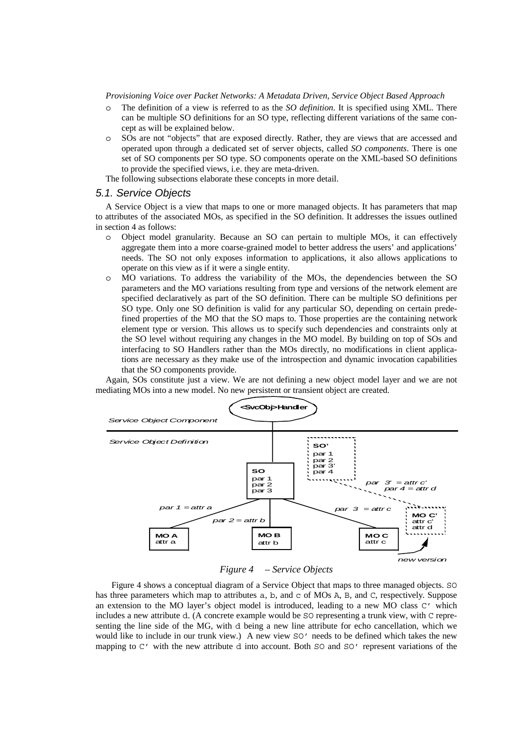- The definition of a view is referred to as the *SO definition*. It is specified using XML. There can be multiple SO definitions for an SO type, reflecting different variations of the same concept as will be explained below.
- SOs are not "objects" that are exposed directly. Rather, they are views that are accessed and operated upon through a dedicated set of server objects, called *SO components*. There is one set of SO components per SO type. SO components operate on the XML-based SO definitions to provide the specified views, i.e. they are meta-driven.

The following subsections elaborate these concepts in more detail.

## 5.1. Service Objects

A Service Object is a view that maps to one or more managed objects. It has parameters that map to attributes of the associated MOs, as specified in the SO definition. It addresses the issues outlined in section 4 as follows:

- Object model granularity. Because an SO can pertain to multiple MOs, it can effectively aggregate them into a more coarse-grained model to better address the users' and applications' needs. The SO not only exposes information to applications, it also allows applications to operate on this view as if it were a single entity.
- MO variations. To address the variability of the MOs, the dependencies between the SO parameters and the MO variations resulting from type and versions of the network element are specified declaratively as part of the SO definition. There can be multiple SO definitions per SO type. Only one SO definition is valid for any particular SO, depending on certain predefined properties of the MO that the SO maps to. Those properties are the containing network element type or version. This allows us to specify such dependencies and constraints only at the SO level without requiring any changes in the MO model. By building on top of SOs and interfacing to SO Handlers rather than the MOs directly, no modifications in client applications are necessary as they make use of the introspection and dynamic invocation capabilities that the SO components provide.

Again, SOs constitute just a view. We are not defining a new object model layer and we are not mediating MOs into a new model. No new persistent or transient object are created.

*Figure 4 – Service Objects*

Figure 4 shows a conceptual diagram of a Service Object that maps to three managed objects. `SO` has three parameters which map to attributes `a`, `b`, and `c` of MOs `A`, `B`, and `C`, respectively. Suppose an extension to the MO layer's object model is introduced, leading to a new MO class `C'` which includes a new attribute `d`. (A concrete example would be `SO` representing a trunk view, with `C` representing the line side of the MG, with `d` being a new line attribute for echo cancellation, which we would like to include in our trunk view.) A new view `SO'` needs to be defined which takes the new mapping to `C'` with the new attribute `d` into account. Both `SO` and `SO'` represent variations of the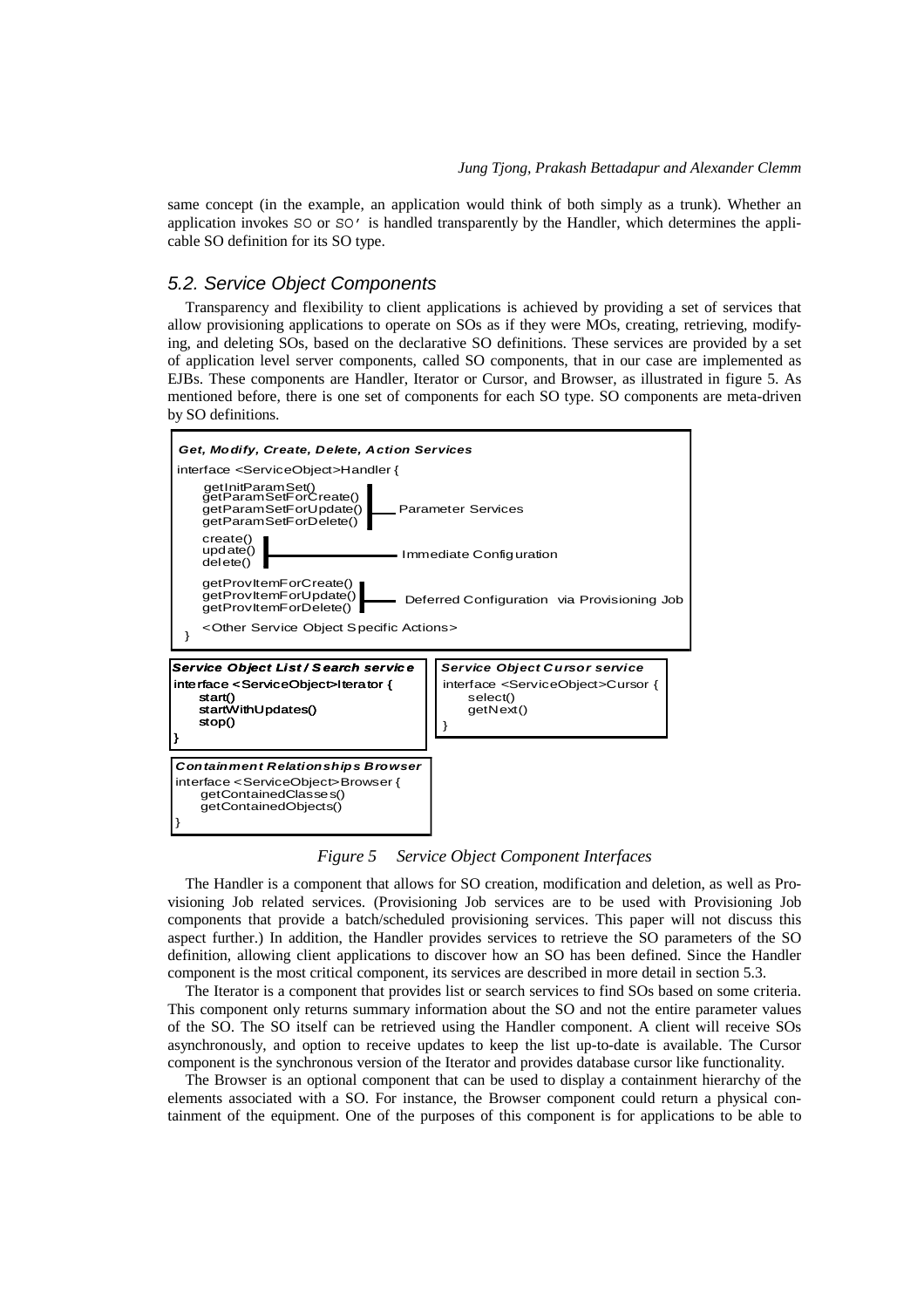same concept (in the example, an application would think of both simply as a trunk). Whether an application invokes `SO` or `SO'` is handled transparently by the Handler, which determines the applicable SO definition for its SO type.

### 5.2. Service Object Components

Transparency and flexibility to client applications is achieved by providing a set of services that allow provisioning applications to operate on SOs as if they were MOs, creating, retrieving, modifying, and deleting SOs, based on the declarative SO definitions. These services are provided by a set of application level server components, called SO components, that in our case are implemented as EJBs. These components are Handler, Iterator or Cursor, and Browser, as illustrated in figure 5. As mentioned before, there is one set of components for each SO type. SO components are meta-driven by SO definitions.

**Get, Modify, Create, Delete, Action Services**

```
interface <ServiceObject>Handler {
    getInitParamSet()
    getParamSetForCreate()
    getParamSetForUpdate()        -- Parameter Services
    getParamSetForDelete()

    create()
    update()                      -- Immediate Configuration
    delete()

    getProvItemForCreate()
    getProvItemForUpdate()        -- Deferred Configuration via Provisioning Job
    getProvItemForDelete()

    <Other Service Object Specific Actions>
}
```

**Service Object List / Search service**

```
interface <ServiceObject>Iterator {
    start()
    startWithUpdates()
    stop()
}
```

**Service Object Cursor service**

```
interface <ServiceObject>Cursor {
    select()
    getNext()
}
```

**Containment Relationships Browser**

```
interface <ServiceObject>Browser {
    getContainedClasses()
    getContainedObjects()
}
```

*Figure 5 Service Object Component Interfaces*

The Handler is a component that allows for SO creation, modification and deletion, as well as Provisioning Job related services. (Provisioning Job services are to be used with Provisioning Job components that provide a batch/scheduled provisioning services. This paper will not discuss this aspect further.) In addition, the Handler provides services to retrieve the SO parameters of the SO definition, allowing client applications to discover how an SO has been defined. Since the Handler component is the most critical component, its services are described in more detail in section 5.3.

The Iterator is a component that provides list or search services to find SOs based on some criteria. This component only returns summary information about the SO and not the entire parameter values of the SO. The SO itself can be retrieved using the Handler component. A client will receive SOs asynchronously, and option to receive updates to keep the list up-to-date is available. The Cursor component is the synchronous version of the Iterator and provides database cursor like functionality.

The Browser is an optional component that can be used to display a containment hierarchy of the elements associated with a SO. For instance, the Browser component could return a physical containment of the equipment. One of the purposes of this component is for applications to be able to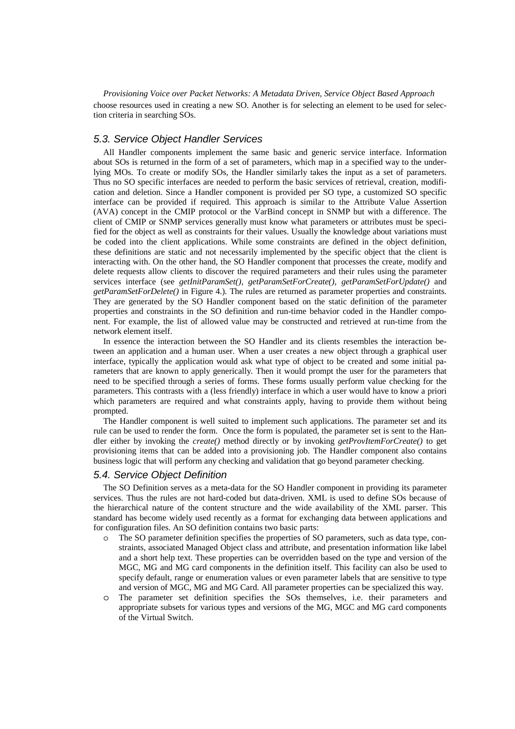choose resources used in creating a new SO. Another is for selecting an element to be used for selection criteria in searching SOs.

## 5.3. Service Object Handler Services

All Handler components implement the same basic and generic service interface. Information about SOs is returned in the form of a set of parameters, which map in a specified way to the underlying MOs. To create or modify SOs, the Handler similarly takes the input as a set of parameters. Thus no SO specific interfaces are needed to perform the basic services of retrieval, creation, modification and deletion. Since a Handler component is provided per SO type, a customized SO specific interface can be provided if required. This approach is similar to the Attribute Value Assertion (AVA) concept in the CMIP protocol or the VarBind concept in SNMP but with a difference. The client of CMIP or SNMP services generally must know what parameters or attributes must be specified for the object as well as constraints for their values. Usually the knowledge about variations must be coded into the client applications. While some constraints are defined in the object definition, these definitions are static and not necessarily implemented by the specific object that the client is interacting with. On the other hand, the SO Handler component that processes the create, modify and delete requests allow clients to discover the required parameters and their rules using the parameter services interface (see *getInitParamSet(), getParamSetForCreate(), getParamSetForUpdate()* and *getParamSetForDelete()* in Figure 4.). The rules are returned as parameter properties and constraints. They are generated by the SO Handler component based on the static definition of the parameter properties and constraints in the SO definition and run-time behavior coded in the Handler component. For example, the list of allowed value may be constructed and retrieved at run-time from the network element itself.

In essence the interaction between the SO Handler and its clients resembles the interaction between an application and a human user. When a user creates a new object through a graphical user interface, typically the application would ask what type of object to be created and some initial parameters that are known to apply generically. Then it would prompt the user for the parameters that need to be specified through a series of forms. These forms usually perform value checking for the parameters. This contrasts with a (less friendly) interface in which a user would have to know a priori which parameters are required and what constraints apply, having to provide them without being prompted.

The Handler component is well suited to implement such applications. The parameter set and its rule can be used to render the form. Once the form is populated, the parameter set is sent to the Handler either by invoking the *create()* method directly or by invoking *getProvItemForCreate()* to get provisioning items that can be added into a provisioning job. The Handler component also contains business logic that will perform any checking and validation that go beyond parameter checking.

## 5.4. Service Object Definition

The SO Definition serves as a meta-data for the SO Handler component in providing its parameter services. Thus the rules are not hard-coded but data-driven. XML is used to define SOs because of the hierarchical nature of the content structure and the wide availability of the XML parser. This standard has become widely used recently as a format for exchanging data between applications and for configuration files. An SO definition contains two basic parts:

- The SO parameter definition specifies the properties of SO parameters, such as data type, constraints, associated Managed Object class and attribute, and presentation information like label and a short help text. These properties can be overridden based on the type and version of the MGC, MG and MG card components in the definition itself. This facility can also be used to specify default, range or enumeration values or even parameter labels that are sensitive to type and version of MGC, MG and MG Card. All parameter properties can be specialized this way.
- The parameter set definition specifies the SOs themselves, i.e. their parameters and appropriate subsets for various types and versions of the MG, MGC and MG card components of the Virtual Switch.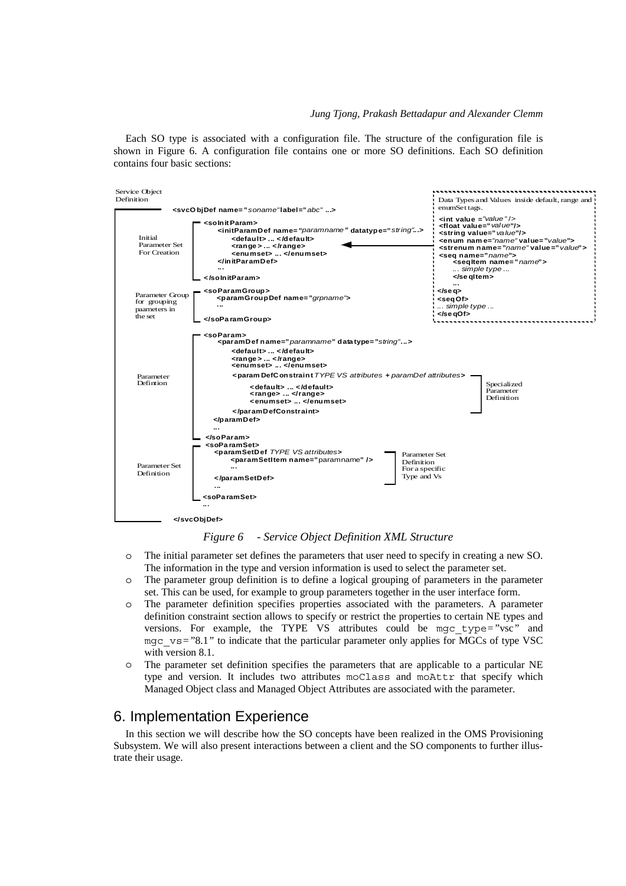Each SO type is associated with a configuration file. The structure of the configuration file is shown in Figure 6. A configuration file contains one or more SO definitions. Each SO definition contains four basic sections:

```
Service Object
Definition
        <svcObjDef name="soname" label="abc" ...>

Initial              <soInitParam>
Parameter Set            <initParamDef name="paramname" datatype="string"...>
For Creation                 <default> ... </default>
                             <range> ... </range>
                             <enumset> ... </enumset>
                         </initParamDef>
                         ...
                     </soInitParam>

Parameter Group      <soParamGroup>
for grouping             <paramGroupDef name="grpname">
paameters in             ...
the set              </soParamGroup>

                     <soParam>
                         <paramDef name="paramname" datatype="string"...>
                             <default> ... </default>
                             <range> ... </range>
                             <enumset> ... </enumset>
Parameter                    <paramDefConstraint TYPE VS attributes + paramDef attributes>
Defintion                        <default> ... </default>              Specialized
                                 <range> ... </range>                  Parameter
                                 <enumset> ... </enumset>              Definition
                             </paramDefConstraint>
                         </paramDef>
                         ...
                     </soParam>
                     <soParamSet>
                         <paramSetDef TYPE VS attributes>              Parameter Set
Parameter Set                <paramSetItem name="paramname" />         Definition
Definition                   ...                                       For a specific
                         </paramSetDef>                                Type and Vs
                         ...
                     <soParamSet>
                     ...
        </svcObjDef>

Data Types and Values inside default, range and enumSet tags.
<int value ="value" />
<float value="value"/>
<string value="value"/>
<enum name="name" value="value">
<strenum name="name" value="value">
<seq name="name">
    <seqItem name="name">
    ... simple type ...
    </seqItem>
    ...
</seq>
<seqOf>
... simple type ...
</seqOf>
```

*Figure 6 - Service Object Definition XML Structure*

- The initial parameter set defines the parameters that user need to specify in creating a new SO. The information in the type and version information is used to select the parameter set.
- The parameter group definition is to define a logical grouping of parameters in the parameter set. This can be used, for example to group parameters together in the user interface form.
- The parameter definition specifies properties associated with the parameters. A parameter definition constraint section allows to specify or restrict the properties to certain NE types and versions. For example, the TYPE VS attributes could be `mgc_type="vsc"` and `mgc_vs="8.1"` to indicate that the particular parameter only applies for MGCs of type VSC with version 8.1.
- The parameter set definition specifies the parameters that are applicable to a particular NE type and version. It includes two attributes `moClass` and `moAttr` that specify which Managed Object class and Managed Object Attributes are associated with the parameter.

## 6. Implementation Experience

In this section we will describe how the SO concepts have been realized in the OMS Provisioning Subsystem. We will also present interactions between a client and the SO components to further illustrate their usage.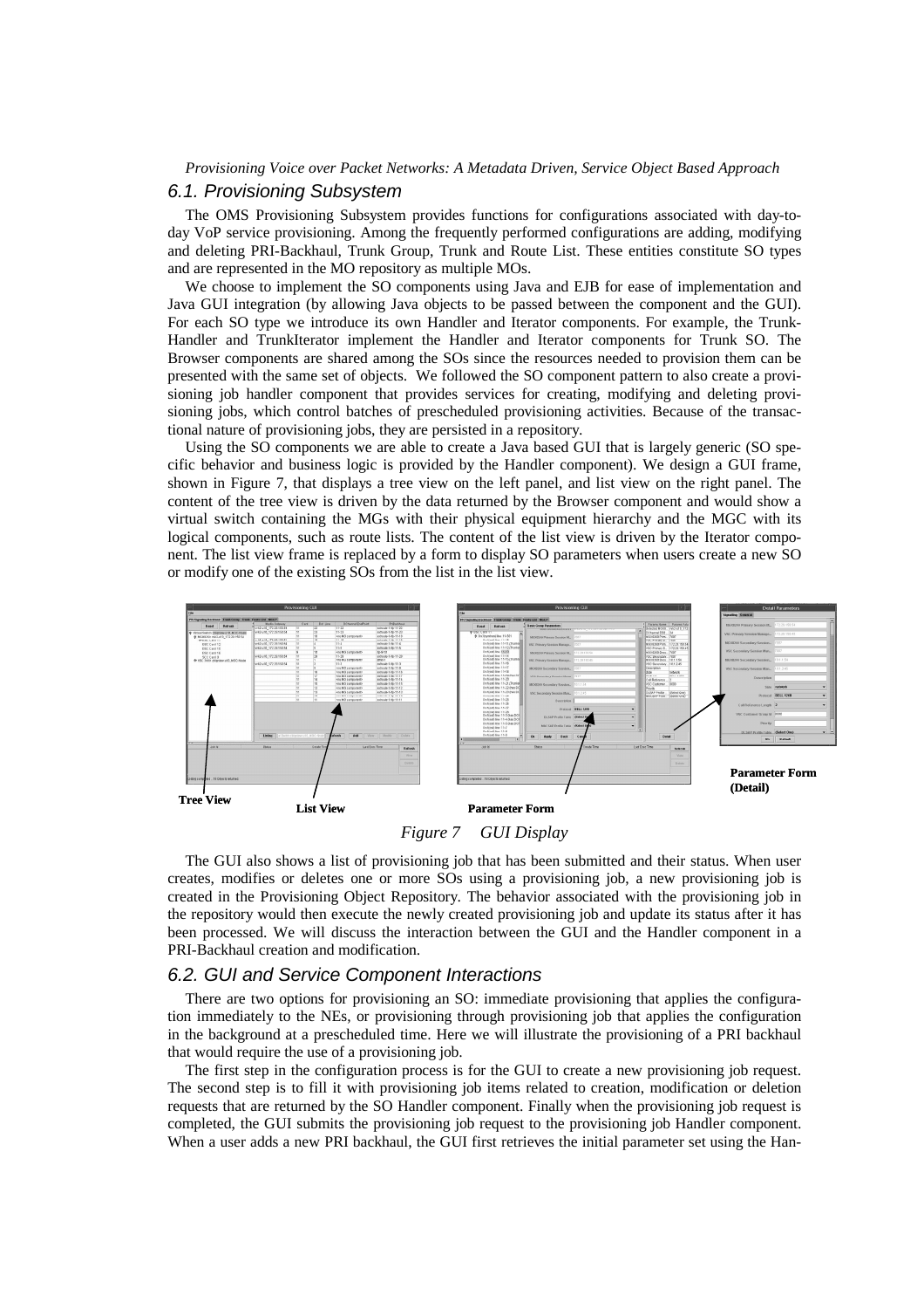## 6.1. Provisioning Subsystem

The OMS Provisioning Subsystem provides functions for configurations associated with day-to-day VoP service provisioning. Among the frequently performed configurations are adding, modifying and deleting PRI-Backhaul, Trunk Group, Trunk and Route List. These entities constitute SO types and are represented in the MO repository as multiple MOs.

We choose to implement the SO components using Java and EJB for ease of implementation and Java GUI integration (by allowing Java objects to be passed between the component and the GUI). For each SO type we introduce its own Handler and Iterator components. For example, the Trunk-Handler and TrunkIterator implement the Handler and Iterator components for Trunk SO. The Browser components are shared among the SOs since the resources needed to provision them can be presented with the same set of objects. We followed the SO component pattern to also create a provisioning job handler component that provides services for creating, modifying and deleting provisioning jobs, which control batches of prescheduled provisioning activities. Because of the transactional nature of provisioning jobs, they are persisted in a repository.

Using the SO components we are able to create a Java based GUI that is largely generic (SO specific behavior and business logic is provided by the Handler component). We design a GUI frame, shown in Figure 7, that displays a tree view on the left panel, and list view on the right panel. The content of the tree view is driven by the data returned by the Browser component and would show a virtual switch containing the MGs with their physical equipment hierarchy and the MGC with its logical components, such as route lists. The content of the list view is driven by the Iterator component. The list view frame is replaced by a form to display SO parameters when users create a new SO or modify one of the existing SOs from the list in the list view.

*Figure 7 GUI Display*

The GUI also shows a list of provisioning job that has been submitted and their status. When user creates, modifies or deletes one or more SOs using a provisioning job, a new provisioning job is created in the Provisioning Object Repository. The behavior associated with the provisioning job in the repository would then execute the newly created provisioning job and update its status after it has been processed. We will discuss the interaction between the GUI and the Handler component in a PRI-Backhaul creation and modification.

## 6.2. GUI and Service Component Interactions

There are two options for provisioning an SO: immediate provisioning that applies the configuration immediately to the NEs, or provisioning through provisioning job that applies the configuration in the background at a prescheduled time. Here we will illustrate the provisioning of a PRI backhaul that would require the use of a provisioning job.

The first step in the configuration process is for the GUI to create a new provisioning job request. The second step is to fill it with provisioning job items related to creation, modification or deletion requests that are returned by the SO Handler component. Finally when the provisioning job request is completed, the GUI submits the provisioning job request to the provisioning job Handler component. When a user adds a new PRI backhaul, the GUI first retrieves the initial parameter set using the Han-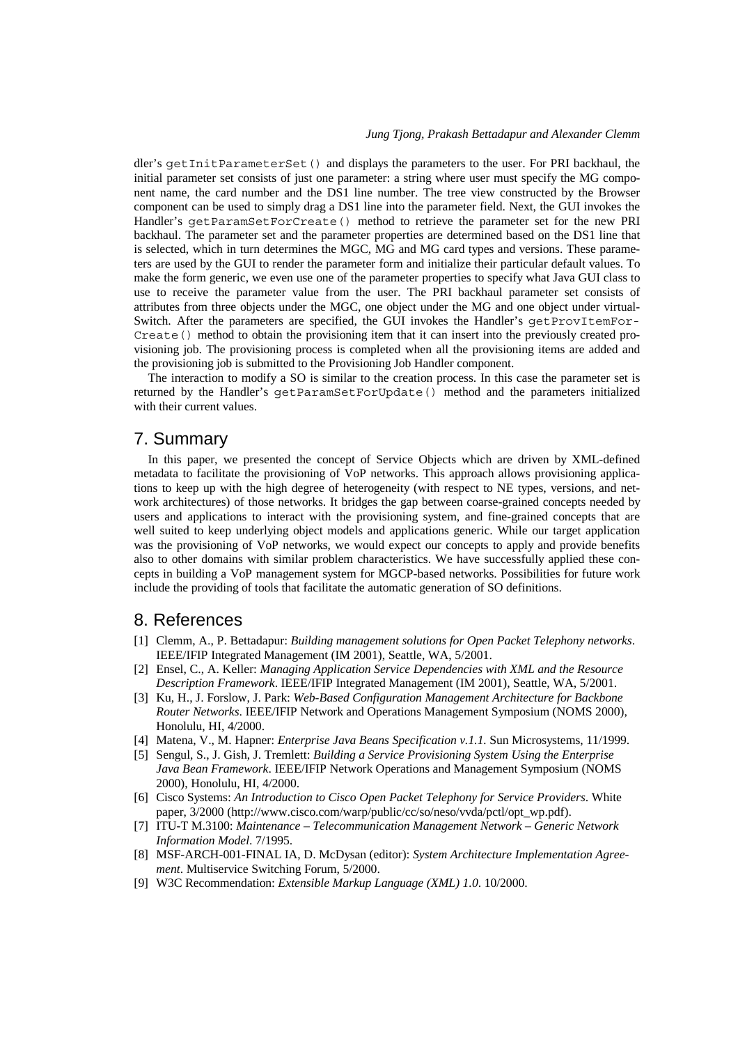dler's `getInitParameterSet()` and displays the parameters to the user. For PRI backhaul, the initial parameter set consists of just one parameter: a string where user must specify the MG component name, the card number and the DS1 line number. The tree view constructed by the Browser component can be used to simply drag a DS1 line into the parameter field. Next, the GUI invokes the Handler's `getParamSetForCreate()` method to retrieve the parameter set for the new PRI backhaul. The parameter set and the parameter properties are determined based on the DS1 line that is selected, which in turn determines the MGC, MG and MG card types and versions. These parameters are used by the GUI to render the parameter form and initialize their particular default values. To make the form generic, we even use one of the parameter properties to specify what Java GUI class to use to receive the parameter value from the user. The PRI backhaul parameter set consists of attributes from three objects under the MGC, one object under the MG and one object under virtualSwitch. After the parameters are specified, the GUI invokes the Handler's `getProvItemForCreate()` method to obtain the provisioning item that it can insert into the previously created provisioning job. The provisioning process is completed when all the provisioning items are added and the provisioning job is submitted to the Provisioning Job Handler component.

The interaction to modify a SO is similar to the creation process. In this case the parameter set is returned by the Handler's `getParamSetForUpdate()` method and the parameters initialized with their current values.

## 7. Summary

In this paper, we presented the concept of Service Objects which are driven by XML-defined metadata to facilitate the provisioning of VoP networks. This approach allows provisioning applications to keep up with the high degree of heterogeneity (with respect to NE types, versions, and network architectures) of those networks. It bridges the gap between coarse-grained concepts needed by users and applications to interact with the provisioning system, and fine-grained concepts that are well suited to keep underlying object models and applications generic. While our target application was the provisioning of VoP networks, we would expect our concepts to apply and provide benefits also to other domains with similar problem characteristics. We have successfully applied these concepts in building a VoP management system for MGCP-based networks. Possibilities for future work include the providing of tools that facilitate the automatic generation of SO definitions.

## 8. References

[1] Clemm, A., P. Bettadapur: *Building management solutions for Open Packet Telephony networks*. IEEE/IFIP Integrated Management (IM 2001), Seattle, WA, 5/2001.

[2] Ensel, C., A. Keller: *Managing Application Service Dependencies with XML and the Resource Description Framework*. IEEE/IFIP Integrated Management (IM 2001), Seattle, WA, 5/2001.

[3] Ku, H., J. Forslow, J. Park: *Web-Based Configuration Management Architecture for Backbone Router Networks*. IEEE/IFIP Network and Operations Management Symposium (NOMS 2000), Honolulu, HI, 4/2000.

[4] Matena, V., M. Hapner: *Enterprise Java Beans Specification v.1.1.* Sun Microsystems, 11/1999.

[5] Sengul, S., J. Gish, J. Tremlett: *Building a Service Provisioning System Using the Enterprise Java Bean Framework*. IEEE/IFIP Network Operations and Management Symposium (NOMS 2000), Honolulu, HI, 4/2000.

[6] Cisco Systems: *An Introduction to Cisco Open Packet Telephony for Service Providers*. White paper, 3/2000 (http://www.cisco.com/warp/public/cc/so/neso/vvda/pctl/opt_wp.pdf).

[7] ITU-T M.3100: *Maintenance – Telecommunication Management Network – Generic Network Information Model*. 7/1995.

[8] MSF-ARCH-001-FINAL IA, D. McDysan (editor): *System Architecture Implementation Agreement*. Multiservice Switching Forum, 5/2000.

[9] W3C Recommendation: *Extensible Markup Language (XML) 1.0*. 10/2000.